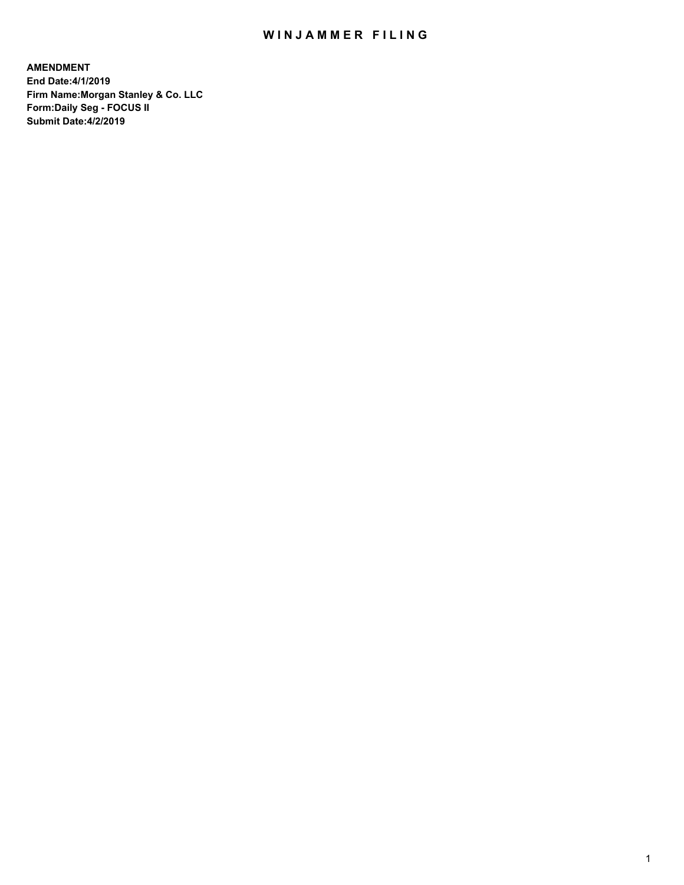# WINJAMMER FILING

**AMENDMENT**
**End Date:4/1/2019**
**Firm Name:Morgan Stanley & Co. LLC**
**Form:Daily Seg - FOCUS II**
**Submit Date:4/2/2019**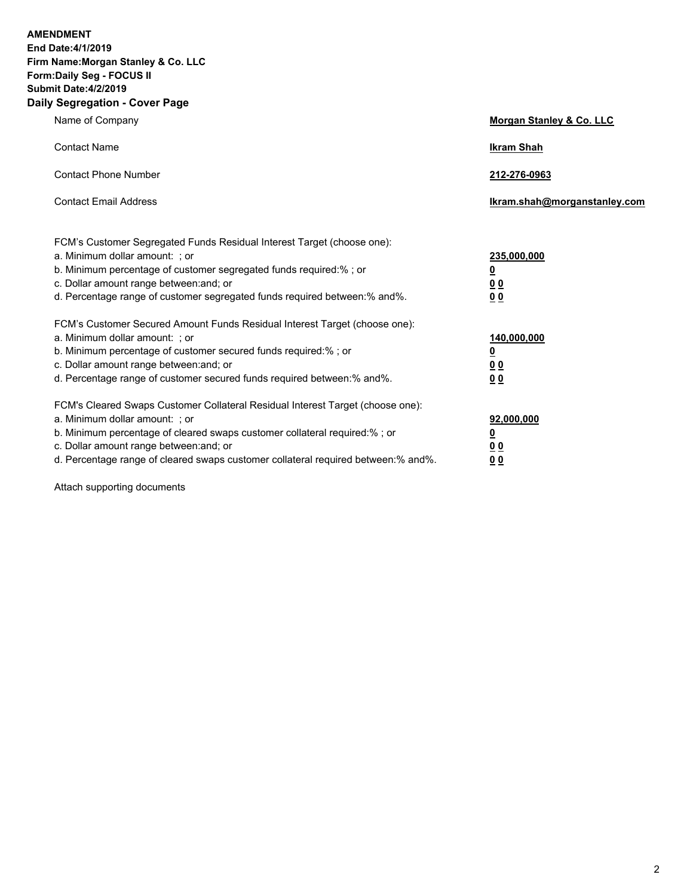**AMENDMENT**
**End Date:4/1/2019**
**Firm Name:Morgan Stanley & Co. LLC**
**Form:Daily Seg - FOCUS II**
**Submit Date:4/2/2019**

## Daily Segregation - Cover Page

| | |
|---|---|
| Name of Company | **Morgan Stanley & Co. LLC** |
| Contact Name | **Ikram Shah** |
| Contact Phone Number | **212-276-0963** |
| Contact Email Address | **Ikram.shah@morganstanley.com** |

FCM's Customer Segregated Funds Residual Interest Target (choose one):

| | |
|---|---|
| a. Minimum dollar amount: ; or | **235,000,000** |
| b. Minimum percentage of customer segregated funds required:% ; or | **0** |
| c. Dollar amount range between:and; or | **0 0** |
| d. Percentage range of customer segregated funds required between:% and%. | **0 0** |

FCM's Customer Secured Amount Funds Residual Interest Target (choose one):

| | |
|---|---|
| a. Minimum dollar amount: ; or | **140,000,000** |
| b. Minimum percentage of customer secured funds required:% ; or | **0** |
| c. Dollar amount range between:and; or | **0 0** |
| d. Percentage range of customer secured funds required between:% and%. | **0 0** |

FCM's Cleared Swaps Customer Collateral Residual Interest Target (choose one):

| | |
|---|---|
| a. Minimum dollar amount: ; or | **92,000,000** |
| b. Minimum percentage of cleared swaps customer collateral required:% ; or | **0** |
| c. Dollar amount range between:and; or | **0 0** |
| d. Percentage range of cleared swaps customer collateral required between:% and%. | **0 0** |

Attach supporting documents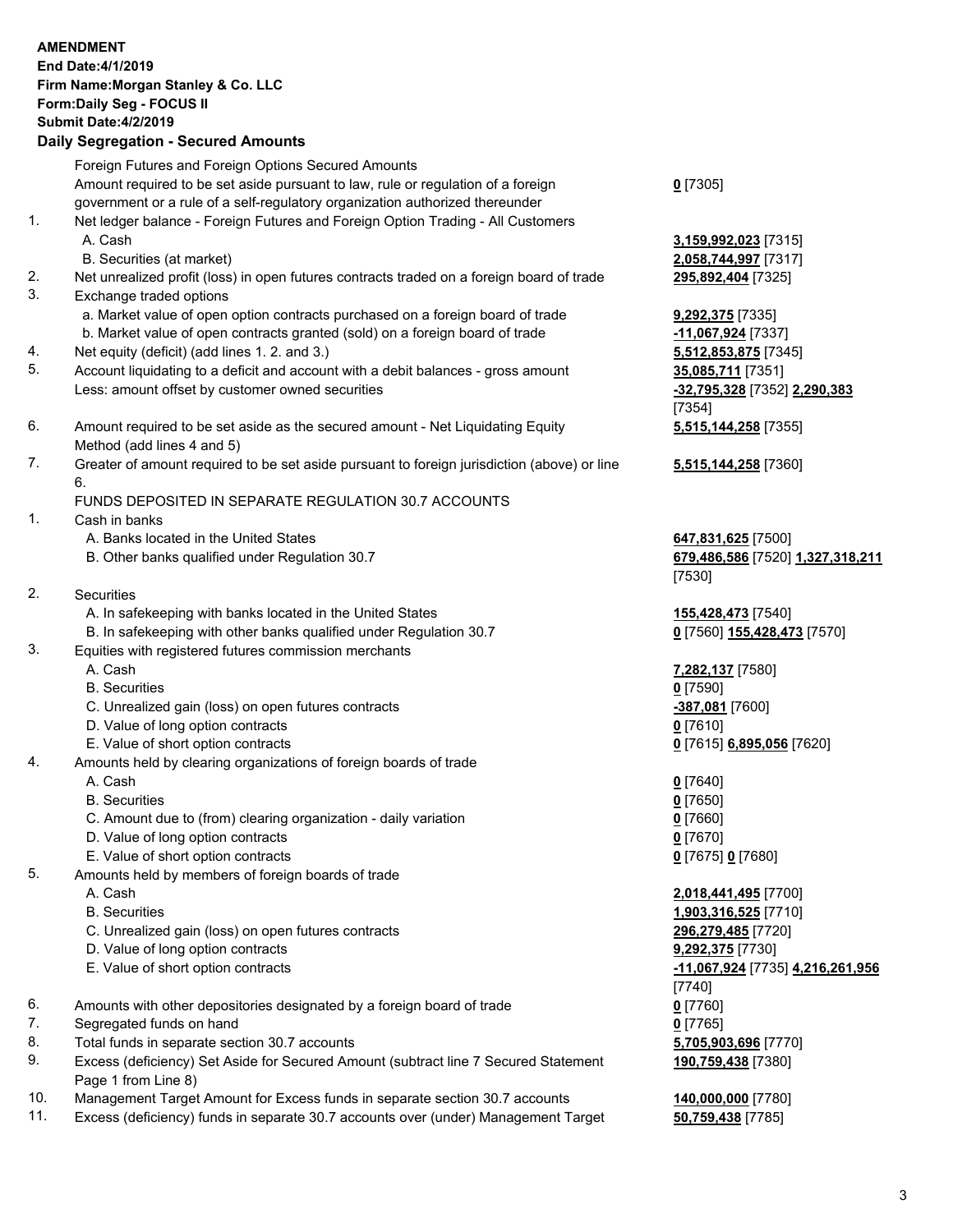**AMENDMENT**
**End Date:4/1/2019**
**Firm Name:Morgan Stanley & Co. LLC**
**Form:Daily Seg - FOCUS II**
**Submit Date:4/2/2019**

## Daily Segregation - Secured Amounts

| | | |
|---|---|---|
| | Foreign Futures and Foreign Options Secured Amounts | |
| | Amount required to be set aside pursuant to law, rule or regulation of a foreign government or a rule of a self-regulatory organization authorized thereunder | **0** [7305] |
| 1. | Net ledger balance - Foreign Futures and Foreign Option Trading - All Customers | |
| | A. Cash | **3,159,992,023** [7315] |
| | B. Securities (at market) | **2,058,744,997** [7317] |
| 2. | Net unrealized profit (loss) in open futures contracts traded on a foreign board of trade | **295,892,404** [7325] |
| 3. | Exchange traded options | |
| | a. Market value of open option contracts purchased on a foreign board of trade | **9,292,375** [7335] |
| | b. Market value of open contracts granted (sold) on a foreign board of trade | **-11,067,924** [7337] |
| 4. | Net equity (deficit) (add lines 1. 2. and 3.) | **5,512,853,875** [7345] |
| 5. | Account liquidating to a deficit and account with a debit balances - gross amount | **35,085,711** [7351] |
| | Less: amount offset by customer owned securities | **-32,795,328** [7352] **2,290,383** [7354] |
| 6. | Amount required to be set aside as the secured amount - Net Liquidating Equity Method (add lines 4 and 5) | **5,515,144,258** [7355] |
| 7. | Greater of amount required to be set aside pursuant to foreign jurisdiction (above) or line 6. | **5,515,144,258** [7360] |
| | FUNDS DEPOSITED IN SEPARATE REGULATION 30.7 ACCOUNTS | |
| 1. | Cash in banks | |
| | A. Banks located in the United States | **647,831,625** [7500] |
| | B. Other banks qualified under Regulation 30.7 | **679,486,586** [7520] **1,327,318,211** [7530] |
| 2. | Securities | |
| | A. In safekeeping with banks located in the United States | **155,428,473** [7540] |
| | B. In safekeeping with other banks qualified under Regulation 30.7 | **0** [7560] **155,428,473** [7570] |
| 3. | Equities with registered futures commission merchants | |
| | A. Cash | **7,282,137** [7580] |
| | B. Securities | **0** [7590] |
| | C. Unrealized gain (loss) on open futures contracts | **-387,081** [7600] |
| | D. Value of long option contracts | **0** [7610] |
| | E. Value of short option contracts | **0** [7615] **6,895,056** [7620] |
| 4. | Amounts held by clearing organizations of foreign boards of trade | |
| | A. Cash | **0** [7640] |
| | B. Securities | **0** [7650] |
| | C. Amount due to (from) clearing organization - daily variation | **0** [7660] |
| | D. Value of long option contracts | **0** [7670] |
| | E. Value of short option contracts | **0** [7675] **0** [7680] |
| 5. | Amounts held by members of foreign boards of trade | |
| | A. Cash | **2,018,441,495** [7700] |
| | B. Securities | **1,903,316,525** [7710] |
| | C. Unrealized gain (loss) on open futures contracts | **296,279,485** [7720] |
| | D. Value of long option contracts | **9,292,375** [7730] |
| | E. Value of short option contracts | **-11,067,924** [7735] **4,216,261,956** [7740] |
| 6. | Amounts with other depositories designated by a foreign board of trade | **0** [7760] |
| 7. | Segregated funds on hand | **0** [7765] |
| 8. | Total funds in separate section 30.7 accounts | **5,705,903,696** [7770] |
| 9. | Excess (deficiency) Set Aside for Secured Amount (subtract line 7 Secured Statement Page 1 from Line 8) | **190,759,438** [7380] |
| 10. | Management Target Amount for Excess funds in separate section 30.7 accounts | **140,000,000** [7780] |
| 11. | Excess (deficiency) funds in separate 30.7 accounts over (under) Management Target | **50,759,438** [7785] |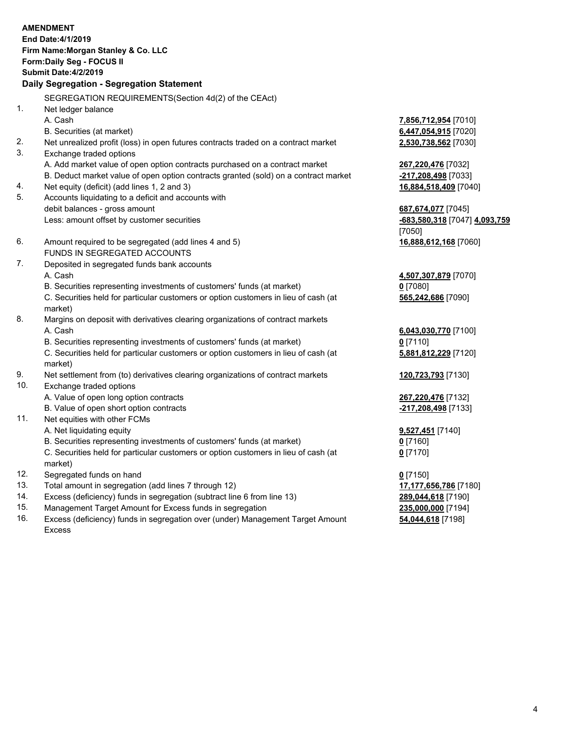**AMENDMENT**
**End Date:4/1/2019**
**Firm Name:Morgan Stanley & Co. LLC**
**Form:Daily Seg - FOCUS II**
**Submit Date:4/2/2019**

## Daily Segregation - Segregation Statement

SEGREGATION REQUIREMENTS(Section 4d(2) of the CEAct)

| | | |
|---|---|---|
| 1. | Net ledger balance | |
| | A. Cash | **7,856,712,954** [7010] |
| | B. Securities (at market) | **6,447,054,915** [7020] |
| 2. | Net unrealized profit (loss) in open futures contracts traded on a contract market | **2,530,738,562** [7030] |
| 3. | Exchange traded options | |
| | A. Add market value of open option contracts purchased on a contract market | **267,220,476** [7032] |
| | B. Deduct market value of open option contracts granted (sold) on a contract market | **-217,208,498** [7033] |
| 4. | Net equity (deficit) (add lines 1, 2 and 3) | **16,884,518,409** [7040] |
| 5. | Accounts liquidating to a deficit and accounts with debit balances - gross amount | **687,674,077** [7045] |
| | Less: amount offset by customer securities | **-683,580,318** [7047] **4,093,759** [7050] |
| 6. | Amount required to be segregated (add lines 4 and 5) | **16,888,612,168** [7060] |
| | FUNDS IN SEGREGATED ACCOUNTS | |
| 7. | Deposited in segregated funds bank accounts | |
| | A. Cash | **4,507,307,879** [7070] |
| | B. Securities representing investments of customers' funds (at market) | **0** [7080] |
| | C. Securities held for particular customers or option customers in lieu of cash (at market) | **565,242,686** [7090] |
| 8. | Margins on deposit with derivatives clearing organizations of contract markets | |
| | A. Cash | **6,043,030,770** [7100] |
| | B. Securities representing investments of customers' funds (at market) | **0** [7110] |
| | C. Securities held for particular customers or option customers in lieu of cash (at market) | **5,881,812,229** [7120] |
| 9. | Net settlement from (to) derivatives clearing organizations of contract markets | **120,723,793** [7130] |
| 10. | Exchange traded options | |
| | A. Value of open long option contracts | **267,220,476** [7132] |
| | B. Value of open short option contracts | **-217,208,498** [7133] |
| 11. | Net equities with other FCMs | |
| | A. Net liquidating equity | **9,527,451** [7140] |
| | B. Securities representing investments of customers' funds (at market) | **0** [7160] |
| | C. Securities held for particular customers or option customers in lieu of cash (at market) | **0** [7170] |
| 12. | Segregated funds on hand | **0** [7150] |
| 13. | Total amount in segregation (add lines 7 through 12) | **17,177,656,786** [7180] |
| 14. | Excess (deficiency) funds in segregation (subtract line 6 from line 13) | **289,044,618** [7190] |
| 15. | Management Target Amount for Excess funds in segregation | **235,000,000** [7194] |
| 16. | Excess (deficiency) funds in segregation over (under) Management Target Amount Excess | **54,044,618** [7198] |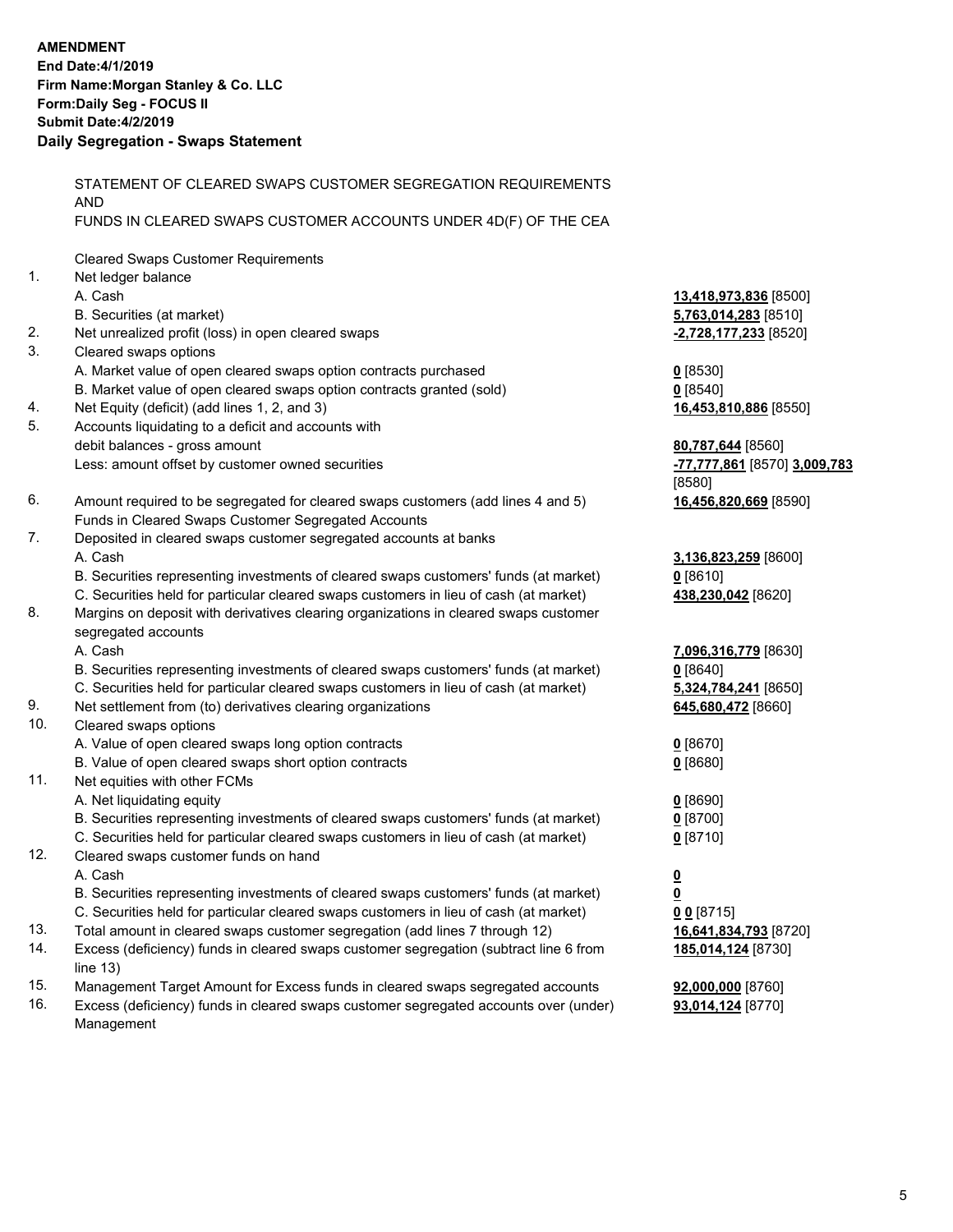**AMENDMENT**
**End Date:4/1/2019**
**Firm Name:Morgan Stanley & Co. LLC**
**Form:Daily Seg - FOCUS II**
**Submit Date:4/2/2019**
**Daily Segregation - Swaps Statement**

STATEMENT OF CLEARED SWAPS CUSTOMER SEGREGATION REQUIREMENTS AND FUNDS IN CLEARED SWAPS CUSTOMER ACCOUNTS UNDER 4D(F) OF THE CEA

| | | |
|---|---|---|
| | Cleared Swaps Customer Requirements | |
| 1. | Net ledger balance | |
| | A. Cash | **13,418,973,836** [8500] |
| | B. Securities (at market) | **5,763,014,283** [8510] |
| 2. | Net unrealized profit (loss) in open cleared swaps | **-2,728,177,233** [8520] |
| 3. | Cleared swaps options | |
| | A. Market value of open cleared swaps option contracts purchased | **0** [8530] |
| | B. Market value of open cleared swaps option contracts granted (sold) | **0** [8540] |
| 4. | Net Equity (deficit) (add lines 1, 2, and 3) | **16,453,810,886** [8550] |
| 5. | Accounts liquidating to a deficit and accounts with debit balances - gross amount | **80,787,644** [8560] |
| | Less: amount offset by customer owned securities | **-77,777,861** [8570] **3,009,783** [8580] |
| 6. | Amount required to be segregated for cleared swaps customers (add lines 4 and 5) | **16,456,820,669** [8590] |
| | Funds in Cleared Swaps Customer Segregated Accounts | |
| 7. | Deposited in cleared swaps customer segregated accounts at banks | |
| | A. Cash | **3,136,823,259** [8600] |
| | B. Securities representing investments of cleared swaps customers' funds (at market) | **0** [8610] |
| | C. Securities held for particular cleared swaps customers in lieu of cash (at market) | **438,230,042** [8620] |
| 8. | Margins on deposit with derivatives clearing organizations in cleared swaps customer segregated accounts | |
| | A. Cash | **7,096,316,779** [8630] |
| | B. Securities representing investments of cleared swaps customers' funds (at market) | **0** [8640] |
| | C. Securities held for particular cleared swaps customers in lieu of cash (at market) | **5,324,784,241** [8650] |
| 9. | Net settlement from (to) derivatives clearing organizations | **645,680,472** [8660] |
| 10. | Cleared swaps options | |
| | A. Value of open cleared swaps long option contracts | **0** [8670] |
| | B. Value of open cleared swaps short option contracts | **0** [8680] |
| 11. | Net equities with other FCMs | |
| | A. Net liquidating equity | **0** [8690] |
| | B. Securities representing investments of cleared swaps customers' funds (at market) | **0** [8700] |
| | C. Securities held for particular cleared swaps customers in lieu of cash (at market) | **0** [8710] |
| 12. | Cleared swaps customer funds on hand | |
| | A. Cash | **0** |
| | B. Securities representing investments of cleared swaps customers' funds (at market) | **0** |
| | C. Securities held for particular cleared swaps customers in lieu of cash (at market) | **0** **0** [8715] |
| 13. | Total amount in cleared swaps customer segregation (add lines 7 through 12) | **16,641,834,793** [8720] |
| 14. | Excess (deficiency) funds in cleared swaps customer segregation (subtract line 6 from line 13) | **185,014,124** [8730] |
| 15. | Management Target Amount for Excess funds in cleared swaps segregated accounts | **92,000,000** [8760] |
| 16. | Excess (deficiency) funds in cleared swaps customer segregated accounts over (under) Management | **93,014,124** [8770] |